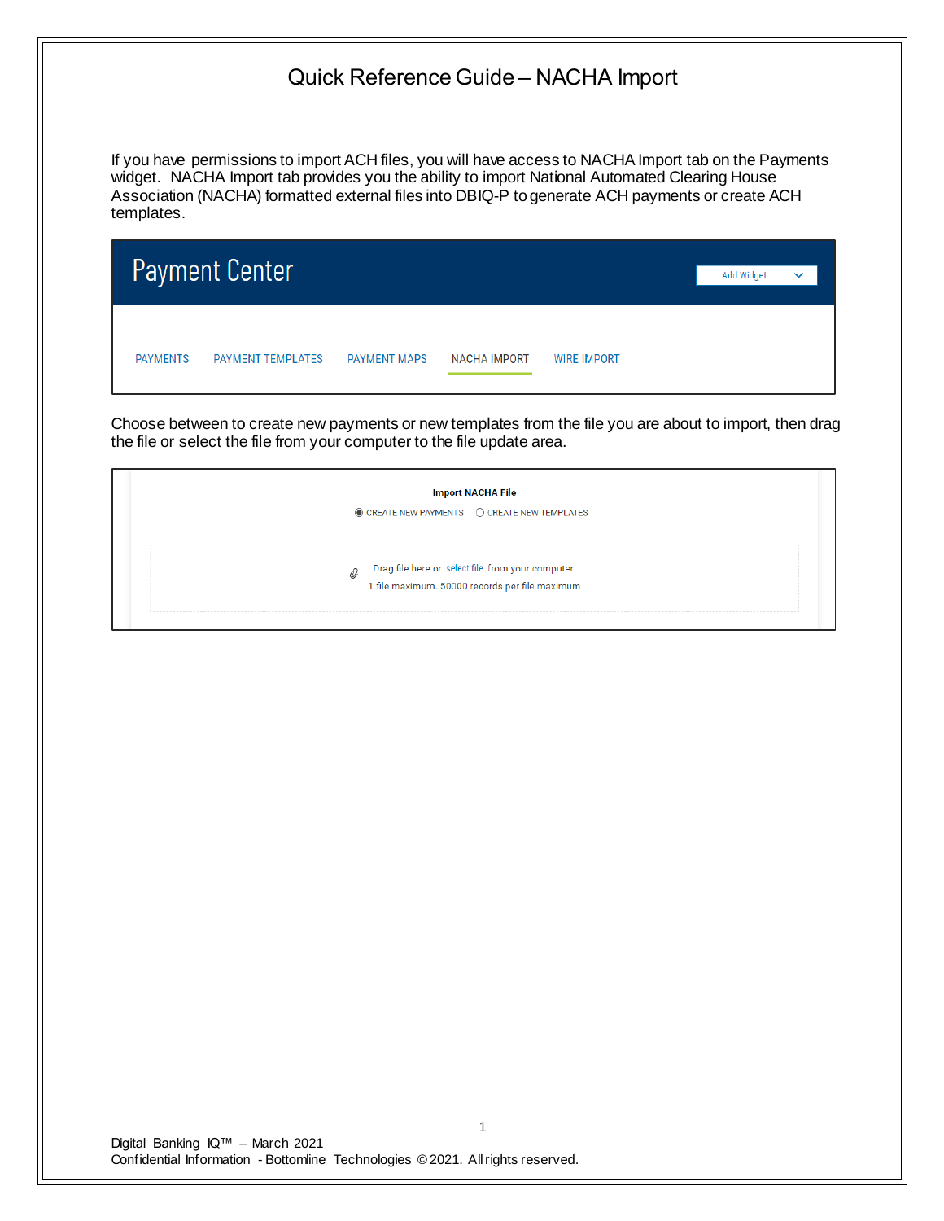# Quick Reference Guide – NACHA Import

If you have permissions to import ACH files, you will have access to NACHA Import tab on the Payments widget. NACHA Import tab provides you the ability to import National Automated Clearing House Association (NACHA) formatted external files into DBIQ-P to generate ACH payments or create ACH templates.

Payment Center

Add Widget

PAYMENTS | PAYMENT TEMPLATES | PAYMENT MAPS | NACHA IMPORT | WIRE IMPORT

Choose between to create new payments or new templates from the file you are about to import, then drag the file or select the file from your computer to the file update area.

**Import NACHA File**

◉ CREATE NEW PAYMENTS ○ CREATE NEW TEMPLATES

Drag file here or select file from your computer.

1 file maximum. 50000 records per file maximum

Digital Banking IQ™ – March 2021
Confidential Information - Bottomline Technologies © 2021. All rights reserved.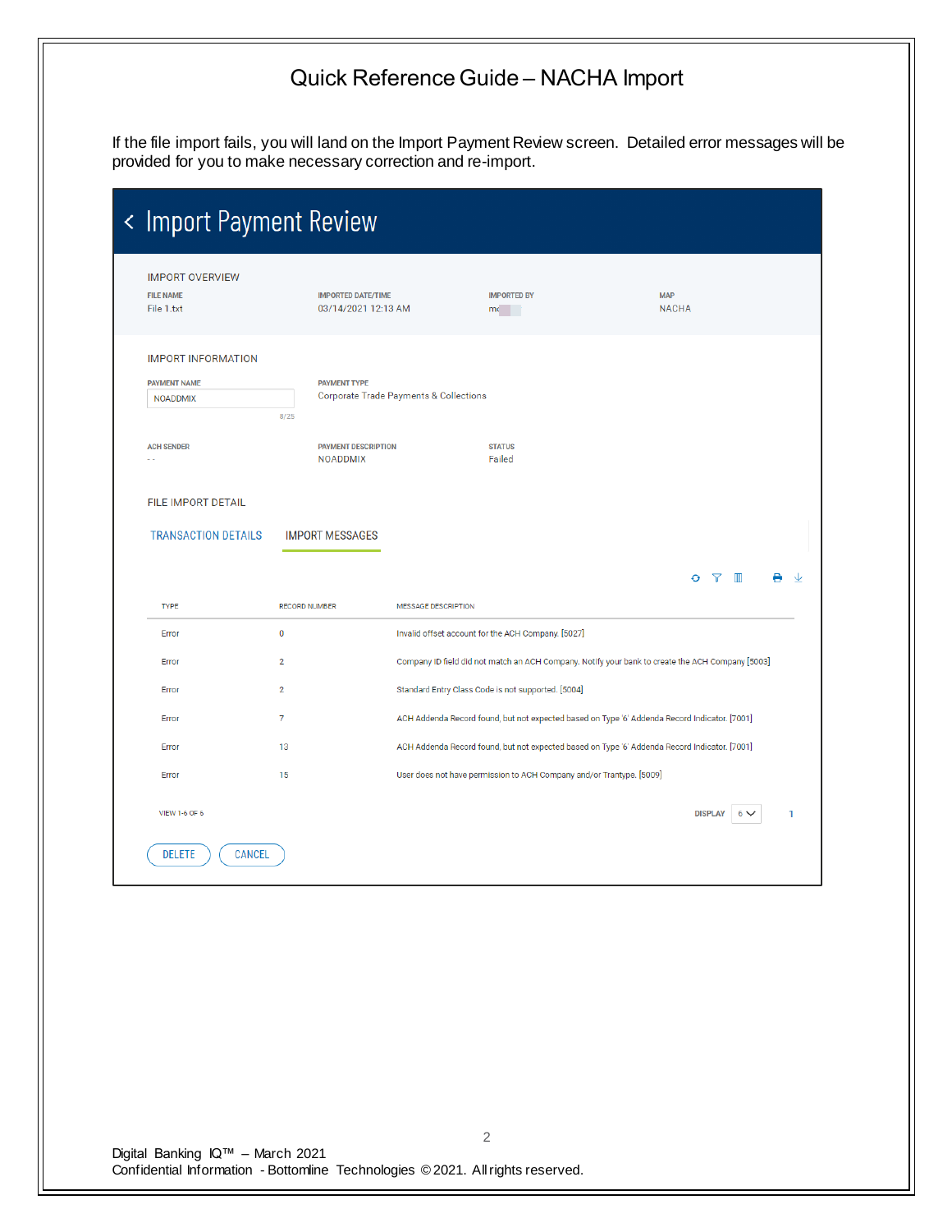# Quick Reference Guide – NACHA Import

If the file import fails, you will land on the Import Payment Review screen. Detailed error messages will be provided for you to make necessary correction and re-import.

## < Import Payment Review

IMPORT OVERVIEW

| FILE NAME | IMPORTED DATE/TIME | IMPORTED BY | MAP |
|---|---|---|---|
| File 1.txt | 03/14/2021 12:13 AM | mc | NACHA |

IMPORT INFORMATION

PAYMENT NAME: NOADDMIX (8/25)

PAYMENT TYPE: Corporate Trade Payments & Collections

| ACH SENDER | PAYMENT DESCRIPTION | STATUS |
|---|---|---|
| -- | NOADDMIX | Failed |

FILE IMPORT DETAIL

TRANSACTION DETAILS | IMPORT MESSAGES

| TYPE | RECORD NUMBER | MESSAGE DESCRIPTION |
|---|---|---|
| Error | 0 | Invalid offset account for the ACH Company. [5027] |
| Error | 2 | Company ID field did not match an ACH Company. Notify your bank to create the ACH Company [5003] |
| Error | 2 | Standard Entry Class Code is not supported. [5004] |
| Error | 7 | ACH Addenda Record found, but not expected based on Type '6' Addenda Record Indicator. [7001] |
| Error | 13 | ACH Addenda Record found, but not expected based on Type '6' Addenda Record Indicator. [7001] |
| Error | 15 | User does not have permission to ACH Company and/or Trantype. [5009] |

VIEW 1-6 OF 6 DISPLAY 6 1

DELETE CANCEL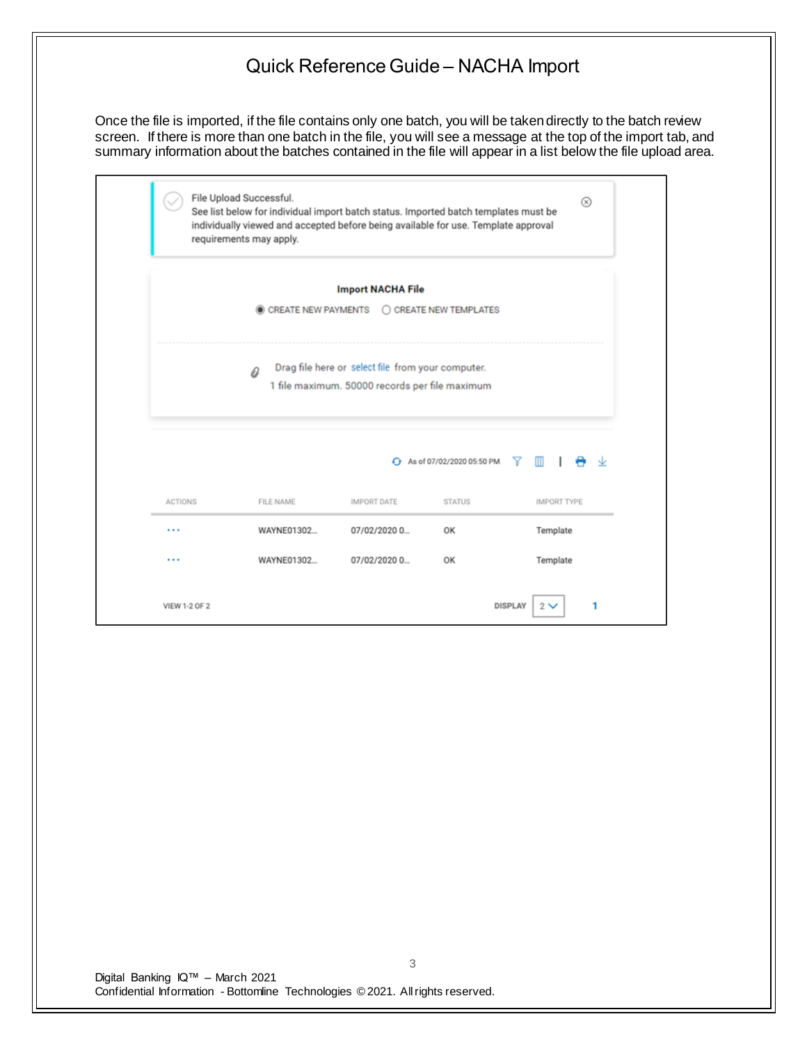# Quick Reference Guide – NACHA Import

Once the file is imported, if the file contains only one batch, you will be taken directly to the batch review screen. If there is more than one batch in the file, you will see a message at the top of the import tab, and summary information about the batches contained in the file will appear in a list below the file upload area.

File Upload Successful.
See list below for individual import batch status. Imported batch templates must be individually viewed and accepted before being available for use. Template approval requirements may apply.

**Import NACHA File**

◉ CREATE NEW PAYMENTS ○ CREATE NEW TEMPLATES

Drag file here or select file from your computer.
1 file maximum. 50000 records per file maximum

As of 07/02/2020 05:50 PM

| ACTIONS | FILE NAME | IMPORT DATE | STATUS | IMPORT TYPE |
|---|---|---|---|---|
| ... | WAYNE01302... | 07/02/2020 0... | OK | Template |
| ... | WAYNE01302... | 07/02/2020 0... | OK | Template |

VIEW 1-2 OF 2 DISPLAY 2 1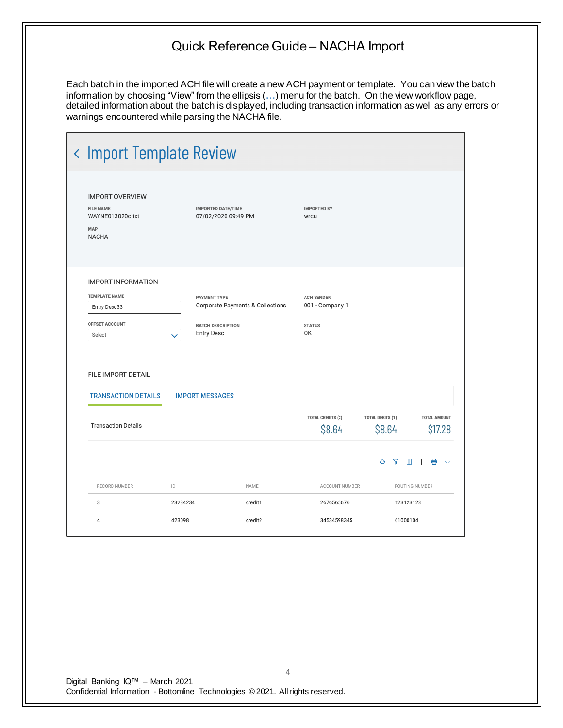# Quick Reference Guide – NACHA Import

Each batch in the imported ACH file will create a new ACH payment or template. You can view the batch information by choosing "View" from the ellipsis (...) menu for the batch. On the view workflow page, detailed information about the batch is displayed, including transaction information as well as any errors or warnings encountered while parsing the NACHA file.

## < Import Template Review

### IMPORT OVERVIEW

| FILE NAME | IMPORTED DATE/TIME | IMPORTED BY |
|---|---|---|
| WAYNE013020c.txt | 07/02/2020 09:49 PM | wrcu |

MAP
NACHA

### IMPORT INFORMATION

| TEMPLATE NAME | PAYMENT TYPE | ACH SENDER |
|---|---|---|
| Entry Desc33 | Corporate Payments & Collections | 001 - Company 1 |

| OFFSET ACCOUNT | BATCH DESCRIPTION | STATUS |
|---|---|---|
| Select | Entry Desc | OK |

### FILE IMPORT DETAIL

TRANSACTION DETAILS    IMPORT MESSAGES

Transaction Details

| TOTAL CREDITS (2) | TOTAL DEBITS (1) | TOTAL AMOUNT |
|---|---|---|
| $8.64 | $8.64 | $17.28 |

| RECORD NUMBER | ID | NAME | ACCOUNT NUMBER | ROUTING NUMBER |
|---|---|---|---|---|
| 3 | 23234234 | credit1 | 2676565676 | 123123123 |
| 4 | 423098 | credit2 | 34534598345 | 61000104 |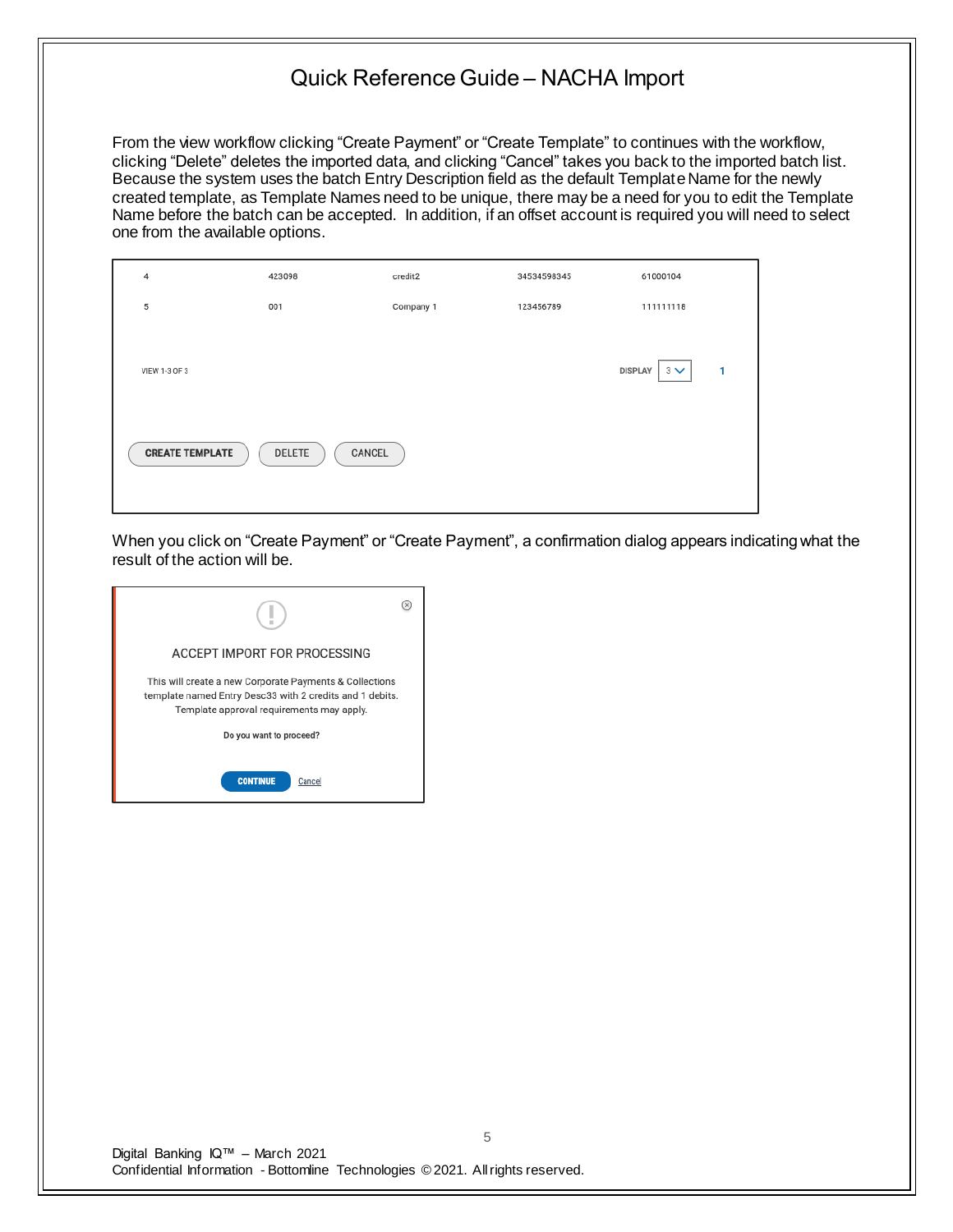# Quick Reference Guide – NACHA Import

From the view workflow clicking "Create Payment" or "Create Template" to continues with the workflow, clicking "Delete" deletes the imported data, and clicking "Cancel" takes you back to the imported batch list. Because the system uses the batch Entry Description field as the default Template Name for the newly created template, as Template Names need to be unique, there may be a need for you to edit the Template Name before the batch can be accepted. In addition, if an offset account is required you will need to select one from the available options.

| | | | | |
|---|---|---|---|---|
| 4 | 423098 | credit2 | 34534598345 | 61000104 |
| 5 | 001 | Company 1 | 123456789 | 111111118 |

VIEW 1-3 OF 3 DISPLAY 3 1

CREATE TEMPLATE DELETE CANCEL

When you click on "Create Payment" or "Create Payment", a confirmation dialog appears indicating what the result of the action will be.

ACCEPT IMPORT FOR PROCESSING

This will create a new Corporate Payments & Collections template named Entry Desc33 with 2 credits and 1 debits. Template approval requirements may apply.

**Do you want to proceed?**

CONTINUE Cancel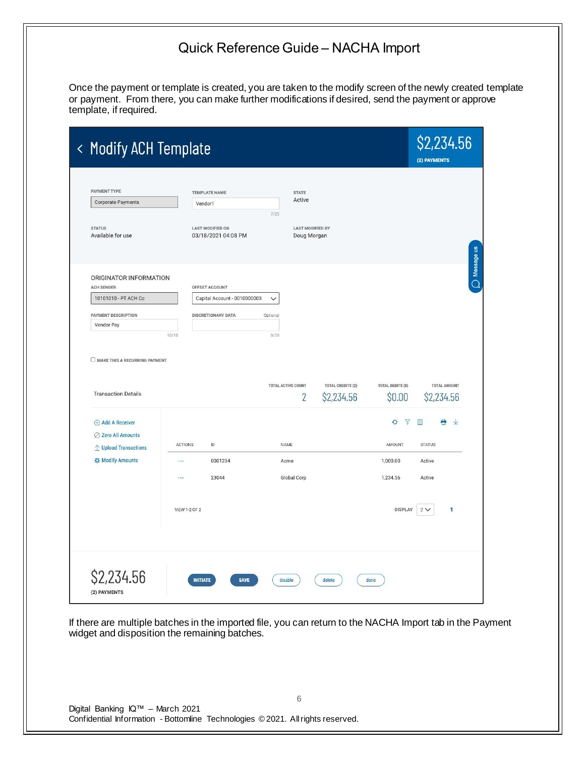# Quick Reference Guide – NACHA Import

Once the payment or template is created, you are taken to the modify screen of the newly created template or payment. From there, you can make further modifications if desired, send the payment or approve template, if required.

**Modify ACH Template**

$2,234.56
(2) PAYMENTS

| PAYMENT TYPE | TEMPLATE NAME | STATE |
|---|---|---|
| Corporate Payments | Vendor1 (7/25) | Active |

| STATUS | LAST MODIFIED ON | LAST MODIFIED BY |
|---|---|---|
| Available for use | 03/18/2021 04:08 PM | Doug Morgan |

ORIGINATOR INFORMATION

| ACH SENDER | OFFSET ACCOUNT |
|---|---|
| 10101010 - PT ACH Co | Capital Account - 0010000003 |

| PAYMENT DESCRIPTION | DISCRETIONARY DATA (Optional) |
|---|---|
| Vendor Pay (10/10) | (0/20) |

☐ MAKE THIS A RECURRING PAYMENT

Transaction Details

| TOTAL ACTIVE COUNT | TOTAL CREDITS (2) | TOTAL DEBITS (0) | TOTAL AMOUNT |
|---|---|---|---|
| 2 | $2,234.56 | $0.00 | $2,234.56 |

- Add A Receiver
- Zero All Amounts
- Upload Transactions
- Modify Amounts

| ACTIONS | ID | NAME | AMOUNT | STATUS |
|---|---|---|---|---|
| ... | 0001234 | Acme | 1,000.00 | Active |
| ... | 23044 | Global Corp | 1,234.56 | Active |

VIEW 1-2 OF 2 DISPLAY 2 1

$2,234.56
(2) PAYMENTS

INITIATE SAVE disable delete done

If there are multiple batches in the imported file, you can return to the NACHA Import tab in the Payment widget and disposition the remaining batches.

Digital Banking IQ™ – March 2021
Confidential Information - Bottomline Technologies © 2021. All rights reserved.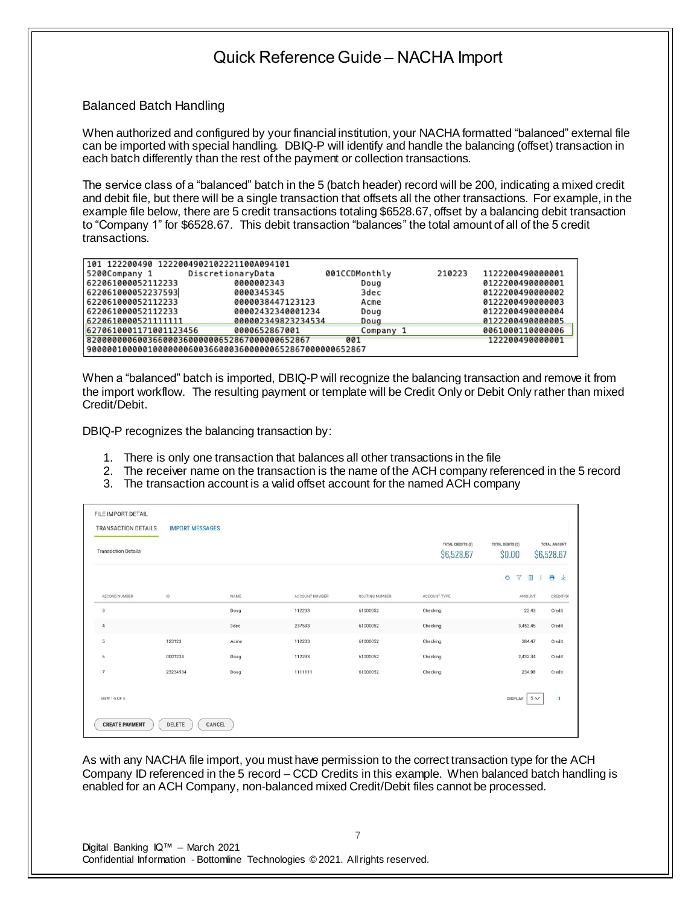# Quick Reference Guide – NACHA Import

## Balanced Batch Handling

When authorized and configured by your financial institution, your NACHA formatted "balanced" external file can be imported with special handling. DBIQ-P will identify and handle the balancing (offset) transaction in each batch differently than the rest of the payment or collection transactions.

The service class of a "balanced" batch in the 5 (batch header) record will be 200, indicating a mixed credit and debit file, but there will be a single transaction that offsets all the other transactions. For example, in the example file below, there are 5 credit transactions totaling $6528.67, offset by a balancing debit transaction to "Company 1" for $6528.67. This debit transaction "balances" the total amount of all of the 5 credit transactions.

```
101 122200490 1222004902102221100A094101
5200Company 1       DiscretionaryData              001CCDMonthly       210223   1122200490000001
622061000052112233          0000002343                Doug                   0122200490000001
622061000052237593          0000345345                3dec                   0122200490000002
622061000052112233          0000038447123123          Acme                   0122200490000003
622061000052112233          000002432340001234        Doug                   0122200490000004
622061000052111111          000002349823234534        Doug                   0122200490000005
627061000117100112345 6     0000652867001             Company 1              0061000110000006
820000000600366000360000006528670000006528 67     001                        122200490000001
9000001000001000000060036600036000000652867000000652867
```

When a "balanced" batch is imported, DBIQ-P will recognize the balancing transaction and remove it from the import workflow. The resulting payment or template will be Credit Only or Debit Only rather than mixed Credit/Debit.

DBIQ-P recognizes the balancing transaction by:

1. There is only one transaction that balances all other transactions in the file
2. The receiver name on the transaction is the name of the ACH company referenced in the 5 record
3. The transaction account is a valid offset account for the named ACH company

FILE IMPORT DETAIL

TRANSACTION DETAILS | IMPORT MESSAGES

Transaction Details

TOTAL CREDITS (5) $6,528.67 | TOTAL DEBITS (0) $0.00 | TOTAL AMOUNT $6,528.67

| RECORD NUMBER | ID | NAME | ACCOUNT NUMBER | ROUTING NUMBER | ACCOUNT TYPE | AMOUNT | CREDIT/DI |
|---|---|---|---|---|---|---|---|
| 3 | | Doug | 112233 | 61000052 | Checking | 23.43 | Credit |
| 4 | | 3dec | 237593 | 61000052 | Checking | 3,453.45 | Credit |
| 5 | 123123 | Acme | 112233 | 61000052 | Checking | 384.47 | Credit |
| 6 | 0001234 | Doug | 112233 | 61000052 | Checking | 2,432.34 | Credit |
| 7 | 23234534 | Doug | 1111111 | 61000052 | Checking | 234.98 | Credit |

VIEW 1-5 OF 5 DISPLAY 5 1

CREATE PAYMENT | DELETE | CANCEL

As with any NACHA file import, you must have permission to the correct transaction type for the ACH Company ID referenced in the 5 record – CCD Credits in this example. When balanced batch handling is enabled for an ACH Company, non-balanced mixed Credit/Debit files cannot be processed.